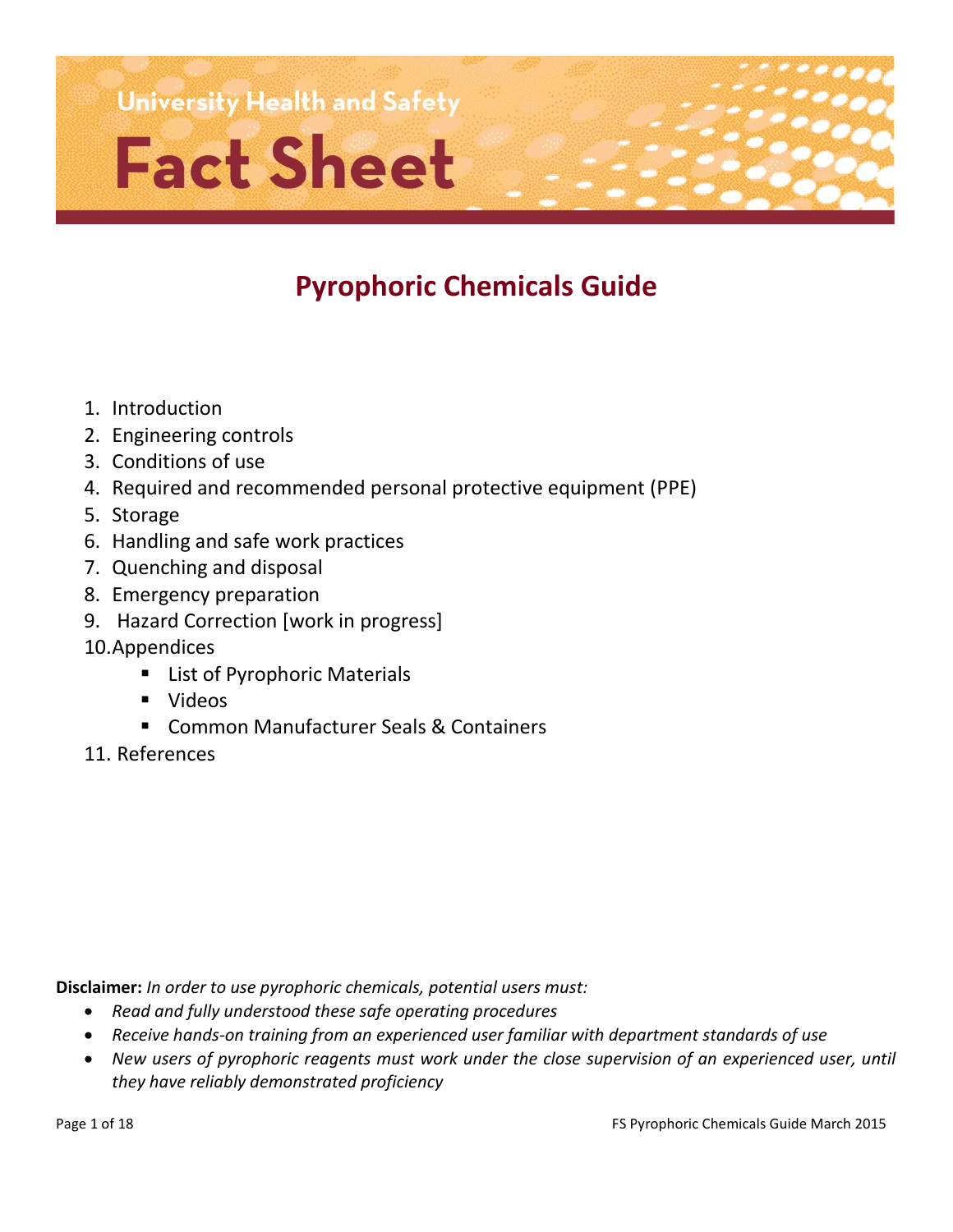University Health and Safety

# Fact Sheet

## Pyrophoric Chemicals Guide

1. Introduction
2. Engineering controls
3. Conditions of use
4. Required and recommended personal protective equipment (PPE)
5. Storage
6. Handling and safe work practices
7. Quenching and disposal
8. Emergency preparation
9. Hazard Correction [work in progress]
10. Appendices
    - List of Pyrophoric Materials
    - Videos
    - Common Manufacturer Seals & Containers
11. References

**Disclaimer:** *In order to use pyrophoric chemicals, potential users must:*

- *Read and fully understood these safe operating procedures*
- *Receive hands-on training from an experienced user familiar with department standards of use*
- *New users of pyrophoric reagents must work under the close supervision of an experienced user, until they have reliably demonstrated proficiency*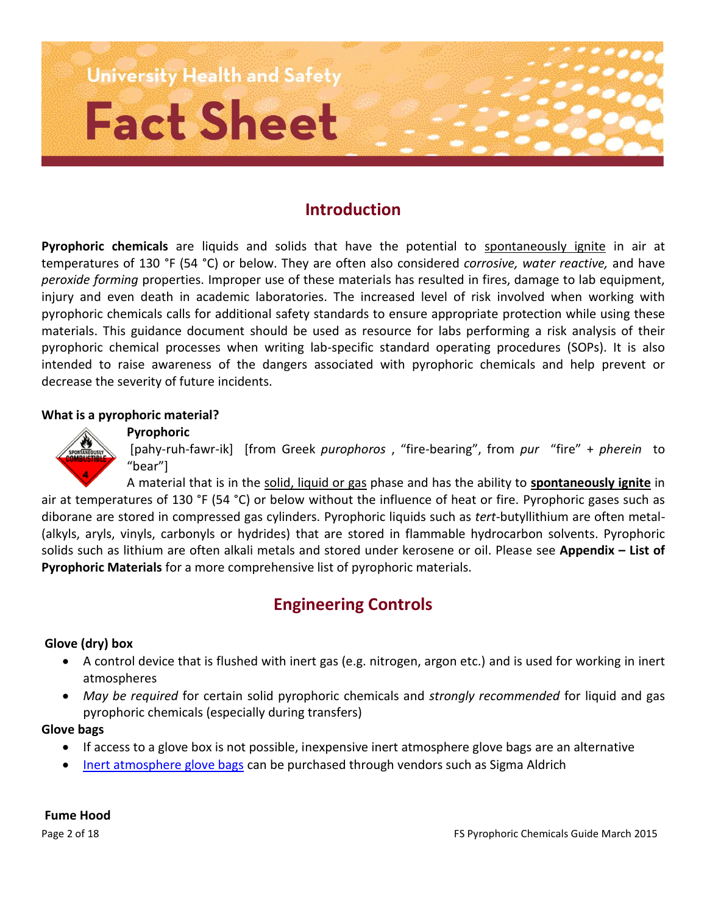University Health and Safety

# Fact Sheet

## Introduction

**Pyrophoric chemicals** are liquids and solids that have the potential to spontaneously ignite in air at temperatures of 130 °F (54 °C) or below. They are often also considered *corrosive, water reactive,* and have *peroxide forming* properties. Improper use of these materials has resulted in fires, damage to lab equipment, injury and even death in academic laboratories. The increased level of risk involved when working with pyrophoric chemicals calls for additional safety standards to ensure appropriate protection while using these materials. This guidance document should be used as resource for labs performing a risk analysis of their pyrophoric chemical processes when writing lab-specific standard operating procedures (SOPs). It is also intended to raise awareness of the dangers associated with pyrophoric chemicals and help prevent or decrease the severity of future incidents.

### What is a pyrophoric material?

**Pyrophoric**

[pahy-ruh-fawr-ik] [from Greek *purophoros* , "fire-bearing", from *pur* "fire" + *pherein* to "bear"]

A material that is in the solid, liquid or gas phase and has the ability to **spontaneously ignite** in air at temperatures of 130 °F (54 °C) or below without the influence of heat or fire. Pyrophoric gases such as diborane are stored in compressed gas cylinders. Pyrophoric liquids such as *tert*-butyllithium are often metal-(alkyls, aryls, vinyls, carbonyls or hydrides) that are stored in flammable hydrocarbon solvents. Pyrophoric solids such as lithium are often alkali metals and stored under kerosene or oil. Please see **Appendix – List of Pyrophoric Materials** for a more comprehensive list of pyrophoric materials.

## Engineering Controls

**Glove (dry) box**

- A control device that is flushed with inert gas (e.g. nitrogen, argon etc.) and is used for working in inert atmospheres
- *May be required* for certain solid pyrophoric chemicals and *strongly recommended* for liquid and gas pyrophoric chemicals (especially during transfers)

**Glove bags**

- If access to a glove box is not possible, inexpensive inert atmosphere glove bags are an alternative
- Inert atmosphere glove bags can be purchased through vendors such as Sigma Aldrich

**Fume Hood**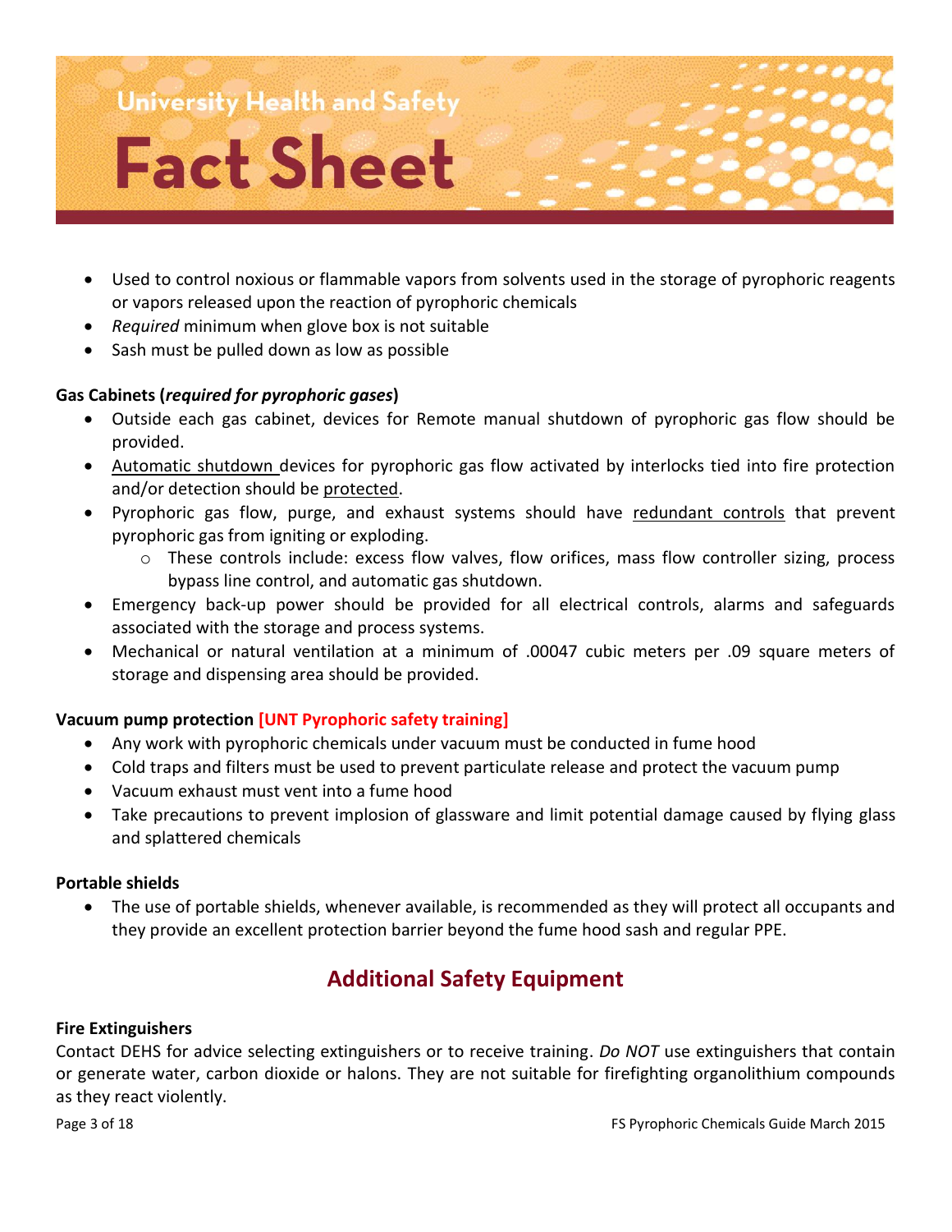- Used to control noxious or flammable vapors from solvents used in the storage of pyrophoric reagents or vapors released upon the reaction of pyrophoric chemicals
- *Required* minimum when glove box is not suitable
- Sash must be pulled down as low as possible

**Gas Cabinets (*required for pyrophoric gases*)**

- Outside each gas cabinet, devices for Remote manual shutdown of pyrophoric gas flow should be provided.
- <u>Automatic shutdown</u> devices for pyrophoric gas flow activated by interlocks tied into fire protection and/or detection should be <u>protected</u>.
- Pyrophoric gas flow, purge, and exhaust systems should have <u>redundant controls</u> that prevent pyrophoric gas from igniting or exploding.
  - These controls include: excess flow valves, flow orifices, mass flow controller sizing, process bypass line control, and automatic gas shutdown.
- Emergency back-up power should be provided for all electrical controls, alarms and safeguards associated with the storage and process systems.
- Mechanical or natural ventilation at a minimum of .00047 cubic meters per .09 square meters of storage and dispensing area should be provided.

**Vacuum pump protection [UNT Pyrophoric safety training]**

- Any work with pyrophoric chemicals under vacuum must be conducted in fume hood
- Cold traps and filters must be used to prevent particulate release and protect the vacuum pump
- Vacuum exhaust must vent into a fume hood
- Take precautions to prevent implosion of glassware and limit potential damage caused by flying glass and splattered chemicals

**Portable shields**

- The use of portable shields, whenever available, is recommended as they will protect all occupants and they provide an excellent protection barrier beyond the fume hood sash and regular PPE.

## Additional Safety Equipment

**Fire Extinguishers**

Contact DEHS for advice selecting extinguishers or to receive training. *Do NOT* use extinguishers that contain or generate water, carbon dioxide or halons. They are not suitable for firefighting organolithium compounds as they react violently.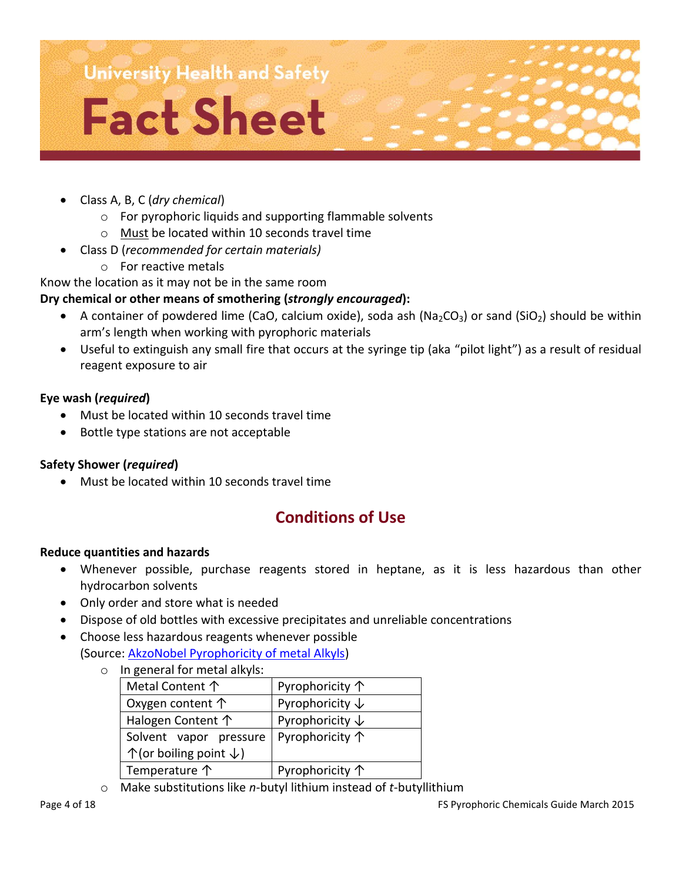- Class A, B, C (*dry chemical*)
  - For pyrophoric liquids and supporting flammable solvents
  - Must be located within 10 seconds travel time
- Class D (*recommended for certain materials)*
  - For reactive metals

Know the location as it may not be in the same room

**Dry chemical or other means of smothering (*strongly encouraged*):**

- A container of powdered lime (CaO, calcium oxide), soda ash ($Na_2CO_3$) or sand ($SiO_2$) should be within arm's length when working with pyrophoric materials
- Useful to extinguish any small fire that occurs at the syringe tip (aka "pilot light") as a result of residual reagent exposure to air

**Eye wash (*required*)**

- Must be located within 10 seconds travel time
- Bottle type stations are not acceptable

**Safety Shower (*required*)**

- Must be located within 10 seconds travel time

## Conditions of Use

**Reduce quantities and hazards**

- Whenever possible, purchase reagents stored in heptane, as it is less hazardous than other hydrocarbon solvents
- Only order and store what is needed
- Dispose of old bottles with excessive precipitates and unreliable concentrations
- Choose less hazardous reagents whenever possible
  (Source: AkzoNobel Pyrophoricity of metal Alkyls)
  - In general for metal alkyls:

| | |
|---|---|
| Metal Content ↑ | Pyrophoricity ↑ |
| Oxygen content ↑ | Pyrophoricity ↓ |
| Halogen Content ↑ | Pyrophoricity ↓ |
| Solvent vapor pressure ↑(or boiling point ↓) | Pyrophoricity ↑ |
| Temperature ↑ | Pyrophoricity ↑ |

  - Make substitutions like *n*-butyl lithium instead of *t*-butyllithium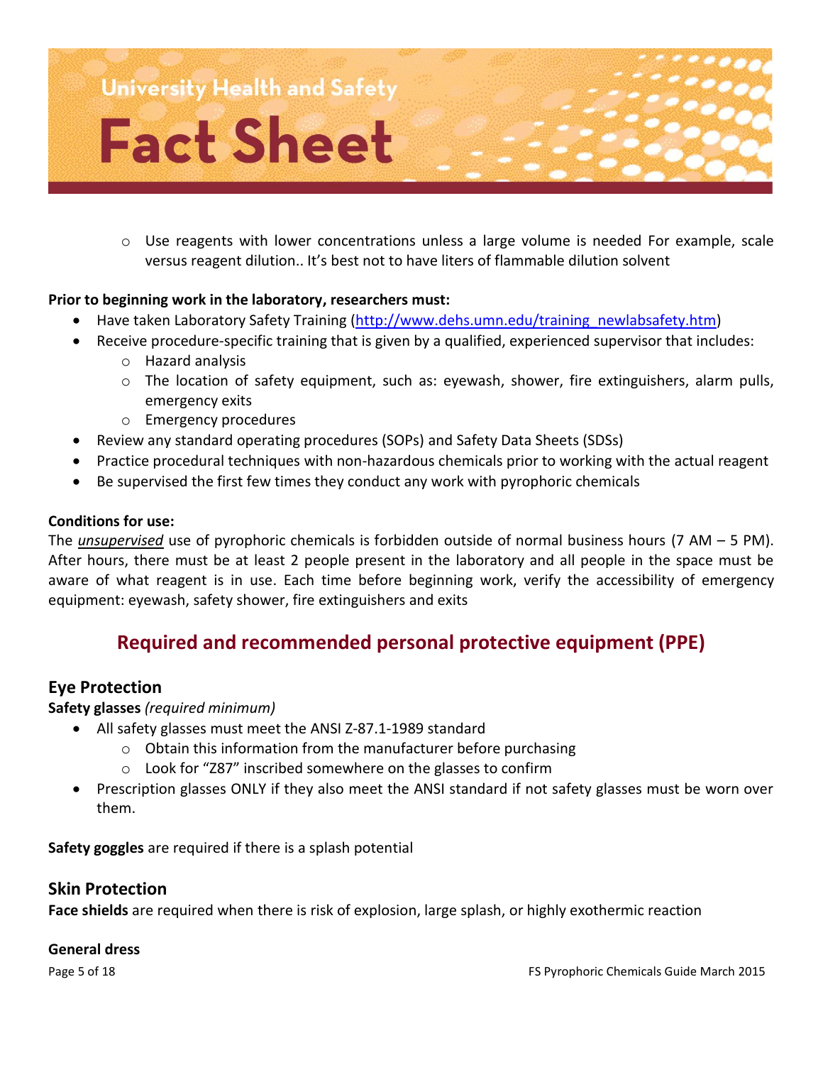- Use reagents with lower concentrations unless a large volume is needed For example, scale versus reagent dilution.. It's best not to have liters of flammable dilution solvent

**Prior to beginning work in the laboratory, researchers must:**

- Have taken Laboratory Safety Training ([http://www.dehs.umn.edu/training_newlabsafety.htm](http://www.dehs.umn.edu/training_newlabsafety.htm))
- Receive procedure-specific training that is given by a qualified, experienced supervisor that includes:
  - Hazard analysis
  - The location of safety equipment, such as: eyewash, shower, fire extinguishers, alarm pulls, emergency exits
  - Emergency procedures
- Review any standard operating procedures (SOPs) and Safety Data Sheets (SDSs)
- Practice procedural techniques with non-hazardous chemicals prior to working with the actual reagent
- Be supervised the first few times they conduct any work with pyrophoric chemicals

**Conditions for use:**

The ***unsupervised*** use of pyrophoric chemicals is forbidden outside of normal business hours (7 AM – 5 PM). After hours, there must be at least 2 people present in the laboratory and all people in the space must be aware of what reagent is in use. Each time before beginning work, verify the accessibility of emergency equipment: eyewash, safety shower, fire extinguishers and exits

## Required and recommended personal protective equipment (PPE)

### Eye Protection

**Safety glasses** *(required minimum)*

- All safety glasses must meet the ANSI Z-87.1-1989 standard
  - Obtain this information from the manufacturer before purchasing
  - Look for "Z87" inscribed somewhere on the glasses to confirm
- Prescription glasses ONLY if they also meet the ANSI standard if not safety glasses must be worn over them.

**Safety goggles** are required if there is a splash potential

### Skin Protection

**Face shields** are required when there is risk of explosion, large splash, or highly exothermic reaction

**General dress**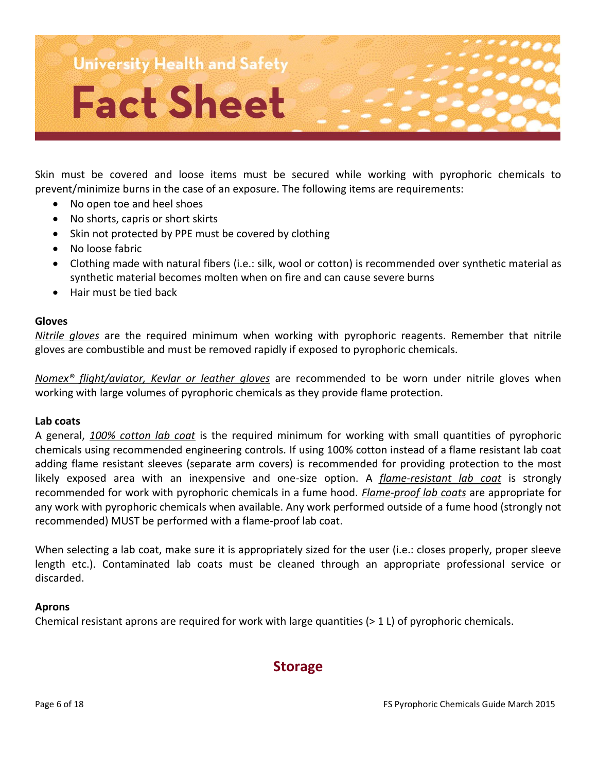Skin must be covered and loose items must be secured while working with pyrophoric chemicals to prevent/minimize burns in the case of an exposure. The following items are requirements:

- No open toe and heel shoes
- No shorts, capris or short skirts
- Skin not protected by PPE must be covered by clothing
- No loose fabric
- Clothing made with natural fibers (i.e.: silk, wool or cotton) is recommended over synthetic material as synthetic material becomes molten when on fire and can cause severe burns
- Hair must be tied back

**Gloves**

*Nitrile gloves* are the required minimum when working with pyrophoric reagents. Remember that nitrile gloves are combustible and must be removed rapidly if exposed to pyrophoric chemicals.

*Nomex® flight/aviator, Kevlar or leather gloves* are recommended to be worn under nitrile gloves when working with large volumes of pyrophoric chemicals as they provide flame protection.

**Lab coats**

A general, *100% cotton lab coat* is the required minimum for working with small quantities of pyrophoric chemicals using recommended engineering controls. If using 100% cotton instead of a flame resistant lab coat adding flame resistant sleeves (separate arm covers) is recommended for providing protection to the most likely exposed area with an inexpensive and one-size option. A *flame-resistant lab coat* is strongly recommended for work with pyrophoric chemicals in a fume hood. *Flame-proof lab coats* are appropriate for any work with pyrophoric chemicals when available. Any work performed outside of a fume hood (strongly not recommended) MUST be performed with a flame-proof lab coat.

When selecting a lab coat, make sure it is appropriately sized for the user (i.e.: closes properly, proper sleeve length etc.). Contaminated lab coats must be cleaned through an appropriate professional service or discarded.

**Aprons**

Chemical resistant aprons are required for work with large quantities (> 1 L) of pyrophoric chemicals.

## Storage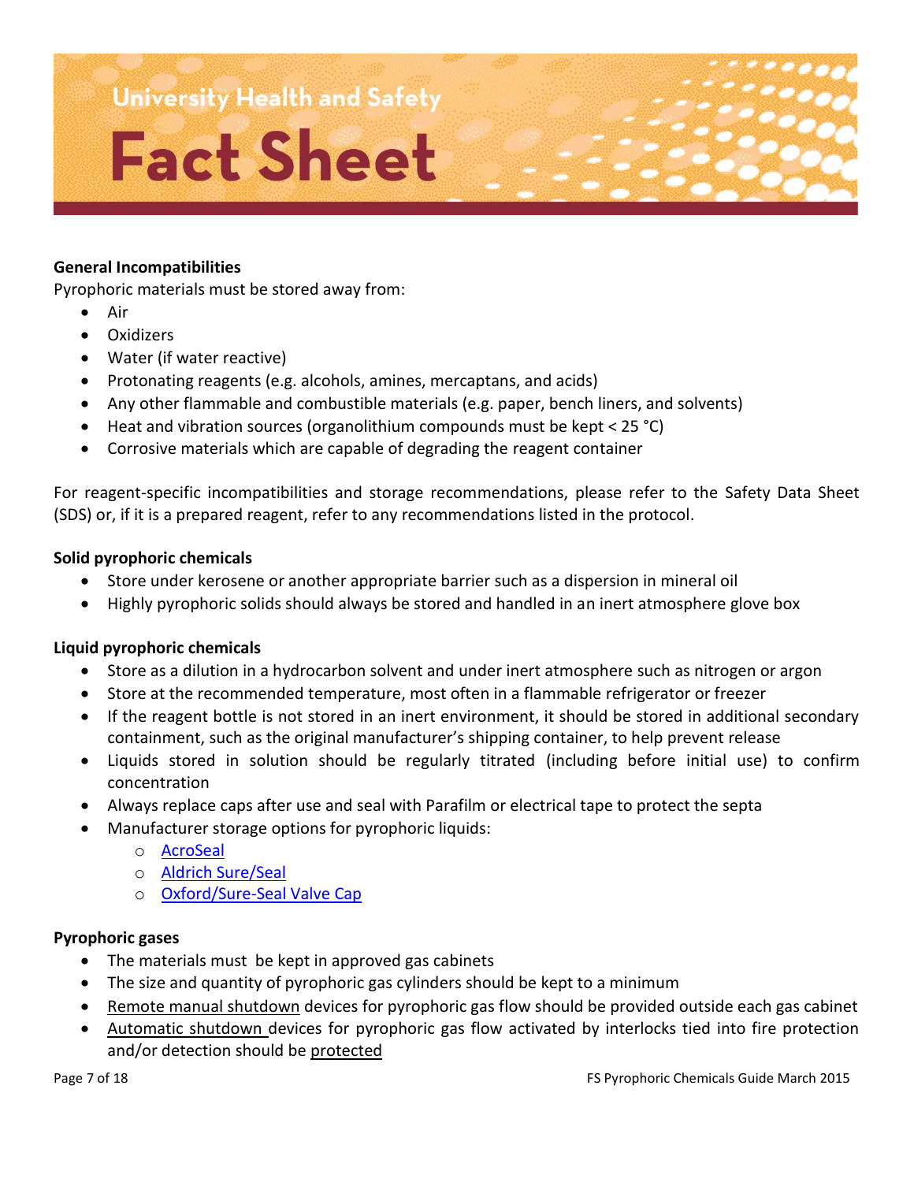### General Incompatibilities

Pyrophoric materials must be stored away from:

- Air
- Oxidizers
- Water (if water reactive)
- Protonating reagents (e.g. alcohols, amines, mercaptans, and acids)
- Any other flammable and combustible materials (e.g. paper, bench liners, and solvents)
- Heat and vibration sources (organolithium compounds must be kept < 25 °C)
- Corrosive materials which are capable of degrading the reagent container

For reagent-specific incompatibilities and storage recommendations, please refer to the Safety Data Sheet (SDS) or, if it is a prepared reagent, refer to any recommendations listed in the protocol.

### Solid pyrophoric chemicals

- Store under kerosene or another appropriate barrier such as a dispersion in mineral oil
- Highly pyrophoric solids should always be stored and handled in an inert atmosphere glove box

### Liquid pyrophoric chemicals

- Store as a dilution in a hydrocarbon solvent and under inert atmosphere such as nitrogen or argon
- Store at the recommended temperature, most often in a flammable refrigerator or freezer
- If the reagent bottle is not stored in an inert environment, it should be stored in additional secondary containment, such as the original manufacturer's shipping container, to help prevent release
- Liquids stored in solution should be regularly titrated (including before initial use) to confirm concentration
- Always replace caps after use and seal with Parafilm or electrical tape to protect the septa
- Manufacturer storage options for pyrophoric liquids:
    - AcroSeal
    - Aldrich Sure/Seal
    - Oxford/Sure-Seal Valve Cap

### Pyrophoric gases

- The materials must be kept in approved gas cabinets
- The size and quantity of pyrophoric gas cylinders should be kept to a minimum
- Remote manual shutdown devices for pyrophoric gas flow should be provided outside each gas cabinet
- Automatic shutdown devices for pyrophoric gas flow activated by interlocks tied into fire protection and/or detection should be protected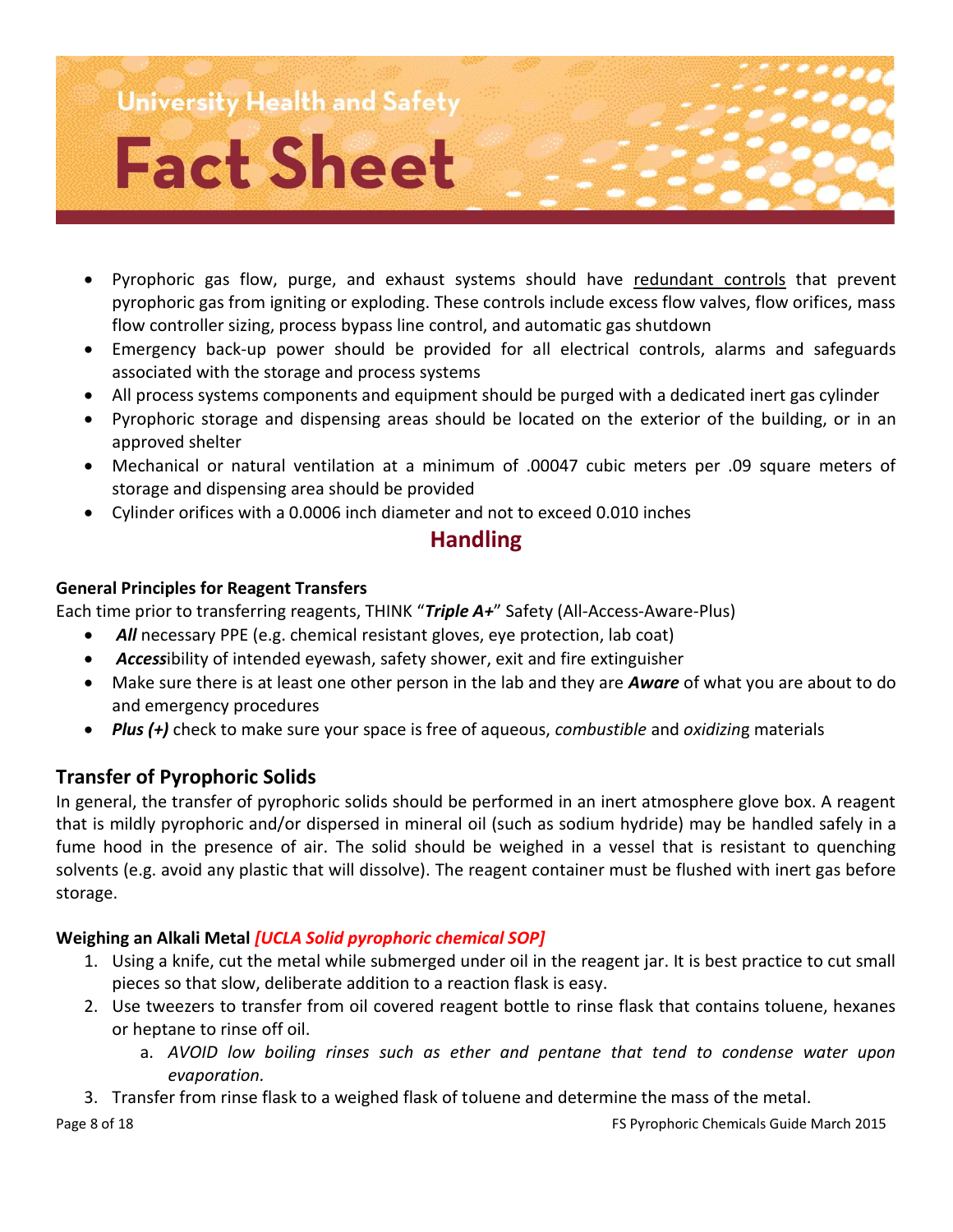- Pyrophoric gas flow, purge, and exhaust systems should have redundant controls that prevent pyrophoric gas from igniting or exploding. These controls include excess flow valves, flow orifices, mass flow controller sizing, process bypass line control, and automatic gas shutdown
- Emergency back-up power should be provided for all electrical controls, alarms and safeguards associated with the storage and process systems
- All process systems components and equipment should be purged with a dedicated inert gas cylinder
- Pyrophoric storage and dispensing areas should be located on the exterior of the building, or in an approved shelter
- Mechanical or natural ventilation at a minimum of .00047 cubic meters per .09 square meters of storage and dispensing area should be provided
- Cylinder orifices with a 0.0006 inch diameter and not to exceed 0.010 inches

## Handling

**General Principles for Reagent Transfers**

Each time prior to transferring reagents, THINK "***Triple A+***" Safety (All-Access-Aware-Plus)

- ***All*** necessary PPE (e.g. chemical resistant gloves, eye protection, lab coat)
- ***Access***ibility of intended eyewash, safety shower, exit and fire extinguisher
- Make sure there is at least one other person in the lab and they are ***Aware*** of what you are about to do and emergency procedures
- ***Plus (+)*** check to make sure your space is free of aqueous, *combustible* and *oxidizin*g materials

### Transfer of Pyrophoric Solids

In general, the transfer of pyrophoric solids should be performed in an inert atmosphere glove box. A reagent that is mildly pyrophoric and/or dispersed in mineral oil (such as sodium hydride) may be handled safely in a fume hood in the presence of air. The solid should be weighed in a vessel that is resistant to quenching solvents (e.g. avoid any plastic that will dissolve). The reagent container must be flushed with inert gas before storage.

**Weighing an Alkali Metal** ***[UCLA Solid pyrophoric chemical SOP]***

1. Using a knife, cut the metal while submerged under oil in the reagent jar. It is best practice to cut small pieces so that slow, deliberate addition to a reaction flask is easy.
2. Use tweezers to transfer from oil covered reagent bottle to rinse flask that contains toluene, hexanes or heptane to rinse off oil.
   a. *AVOID low boiling rinses such as ether and pentane that tend to condense water upon evaporation.*
3. Transfer from rinse flask to a weighed flask of toluene and determine the mass of the metal.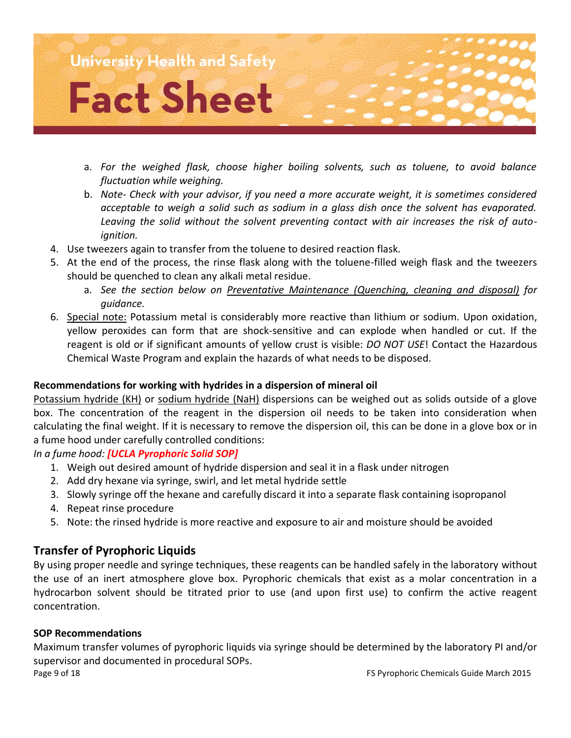a. *For the weighed flask, choose higher boiling solvents, such as toluene, to avoid balance fluctuation while weighing.*
   b. *Note- Check with your advisor, if you need a more accurate weight, it is sometimes considered acceptable to weigh a solid such as sodium in a glass dish once the solvent has evaporated. Leaving the solid without the solvent preventing contact with air increases the risk of auto-ignition.*
4. Use tweezers again to transfer from the toluene to desired reaction flask.
5. At the end of the process, the rinse flask along with the toluene-filled weigh flask and the tweezers should be quenched to clean any alkali metal residue.
   a. *See the section below on Preventative Maintenance (Quenching, cleaning and disposal) for guidance.*
6. Special note: Potassium metal is considerably more reactive than lithium or sodium. Upon oxidation, yellow peroxides can form that are shock-sensitive and can explode when handled or cut. If the reagent is old or if significant amounts of yellow crust is visible: *DO NOT USE*! Contact the Hazardous Chemical Waste Program and explain the hazards of what needs to be disposed.

**Recommendations for working with hydrides in a dispersion of mineral oil**

Potassium hydride (KH) or sodium hydride (NaH) dispersions can be weighed out as solids outside of a glove box. The concentration of the reagent in the dispersion oil needs to be taken into consideration when calculating the final weight. If it is necessary to remove the dispersion oil, this can be done in a glove box or in a fume hood under carefully controlled conditions:

*In a fume hood:* ***[UCLA Pyrophoric Solid SOP]***

1. Weigh out desired amount of hydride dispersion and seal it in a flask under nitrogen
2. Add dry hexane via syringe, swirl, and let metal hydride settle
3. Slowly syringe off the hexane and carefully discard it into a separate flask containing isopropanol
4. Repeat rinse procedure
5. Note: the rinsed hydride is more reactive and exposure to air and moisture should be avoided

## Transfer of Pyrophoric Liquids

By using proper needle and syringe techniques, these reagents can be handled safely in the laboratory without the use of an inert atmosphere glove box. Pyrophoric chemicals that exist as a molar concentration in a hydrocarbon solvent should be titrated prior to use (and upon first use) to confirm the active reagent concentration.

**SOP Recommendations**

Maximum transfer volumes of pyrophoric liquids via syringe should be determined by the laboratory PI and/or supervisor and documented in procedural SOPs.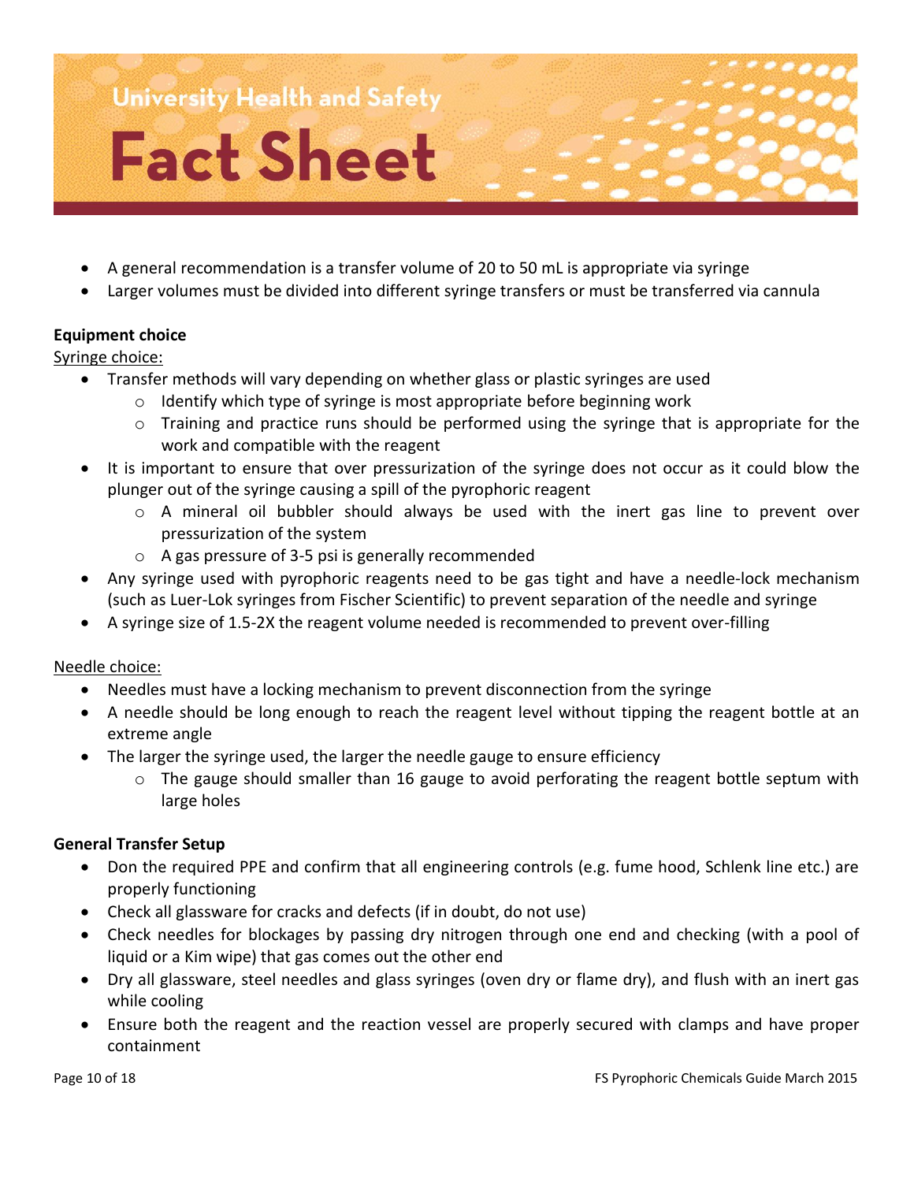- A general recommendation is a transfer volume of 20 to 50 mL is appropriate via syringe
- Larger volumes must be divided into different syringe transfers or must be transferred via cannula

**Equipment choice**

Syringe choice:

- Transfer methods will vary depending on whether glass or plastic syringes are used
  - Identify which type of syringe is most appropriate before beginning work
  - Training and practice runs should be performed using the syringe that is appropriate for the work and compatible with the reagent
- It is important to ensure that over pressurization of the syringe does not occur as it could blow the plunger out of the syringe causing a spill of the pyrophoric reagent
  - A mineral oil bubbler should always be used with the inert gas line to prevent over pressurization of the system
  - A gas pressure of 3-5 psi is generally recommended
- Any syringe used with pyrophoric reagents need to be gas tight and have a needle-lock mechanism (such as Luer-Lok syringes from Fischer Scientific) to prevent separation of the needle and syringe
- A syringe size of 1.5-2X the reagent volume needed is recommended to prevent over-filling

Needle choice:

- Needles must have a locking mechanism to prevent disconnection from the syringe
- A needle should be long enough to reach the reagent level without tipping the reagent bottle at an extreme angle
- The larger the syringe used, the larger the needle gauge to ensure efficiency
  - The gauge should smaller than 16 gauge to avoid perforating the reagent bottle septum with large holes

**General Transfer Setup**

- Don the required PPE and confirm that all engineering controls (e.g. fume hood, Schlenk line etc.) are properly functioning
- Check all glassware for cracks and defects (if in doubt, do not use)
- Check needles for blockages by passing dry nitrogen through one end and checking (with a pool of liquid or a Kim wipe) that gas comes out the other end
- Dry all glassware, steel needles and glass syringes (oven dry or flame dry), and flush with an inert gas while cooling
- Ensure both the reagent and the reaction vessel are properly secured with clamps and have proper containment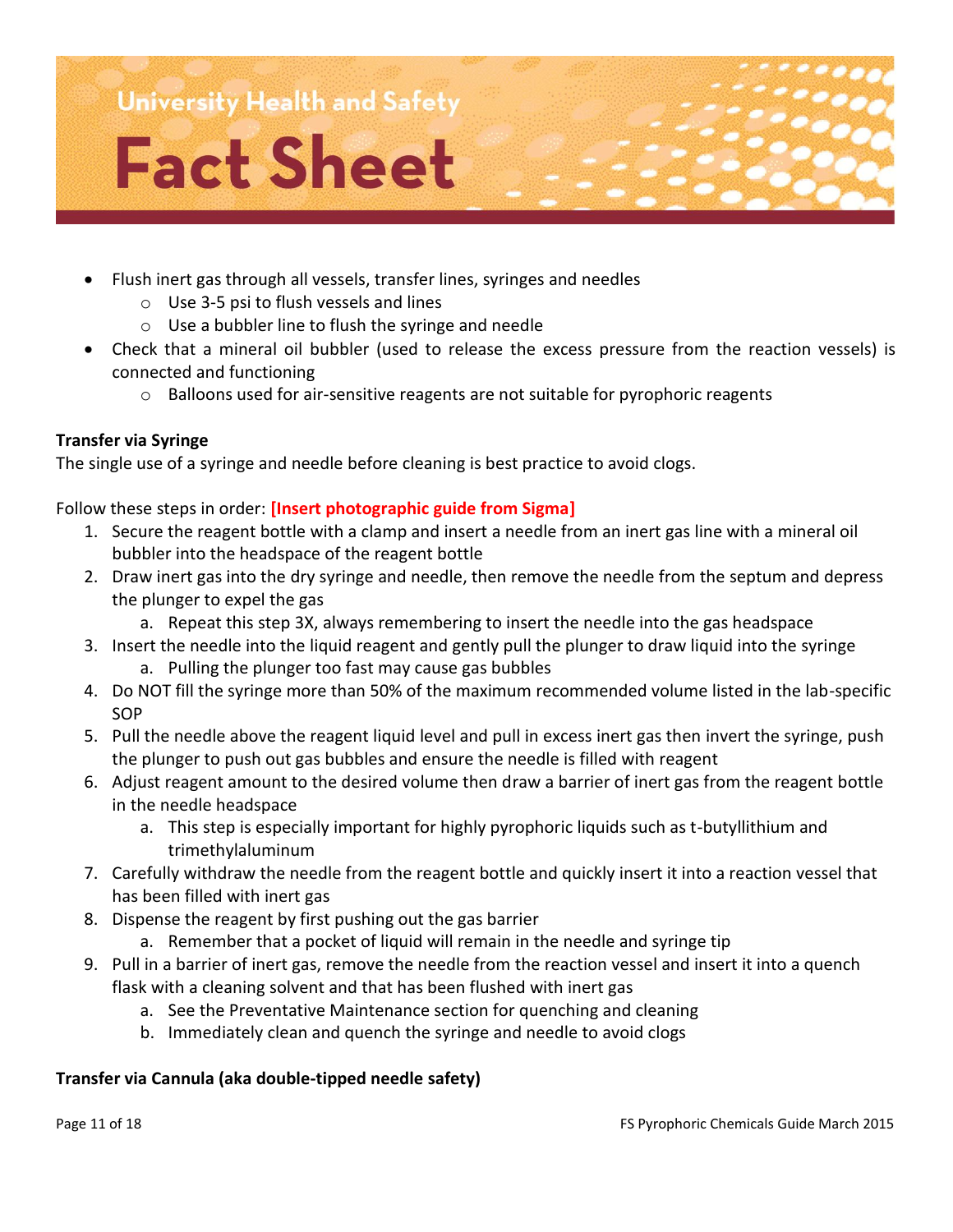- Flush inert gas through all vessels, transfer lines, syringes and needles
  - Use 3-5 psi to flush vessels and lines
  - Use a bubbler line to flush the syringe and needle
- Check that a mineral oil bubbler (used to release the excess pressure from the reaction vessels) is connected and functioning
  - Balloons used for air-sensitive reagents are not suitable for pyrophoric reagents

**Transfer via Syringe**

The single use of a syringe and needle before cleaning is best practice to avoid clogs.

Follow these steps in order: **[Insert photographic guide from Sigma]**

1. Secure the reagent bottle with a clamp and insert a needle from an inert gas line with a mineral oil bubbler into the headspace of the reagent bottle
2. Draw inert gas into the dry syringe and needle, then remove the needle from the septum and depress the plunger to expel the gas
   a. Repeat this step 3X, always remembering to insert the needle into the gas headspace
3. Insert the needle into the liquid reagent and gently pull the plunger to draw liquid into the syringe
   a. Pulling the plunger too fast may cause gas bubbles
4. Do NOT fill the syringe more than 50% of the maximum recommended volume listed in the lab-specific SOP
5. Pull the needle above the reagent liquid level and pull in excess inert gas then invert the syringe, push the plunger to push out gas bubbles and ensure the needle is filled with reagent
6. Adjust reagent amount to the desired volume then draw a barrier of inert gas from the reagent bottle in the needle headspace
   a. This step is especially important for highly pyrophoric liquids such as t-butyllithium and trimethylaluminum
7. Carefully withdraw the needle from the reagent bottle and quickly insert it into a reaction vessel that has been filled with inert gas
8. Dispense the reagent by first pushing out the gas barrier
   a. Remember that a pocket of liquid will remain in the needle and syringe tip
9. Pull in a barrier of inert gas, remove the needle from the reaction vessel and insert it into a quench flask with a cleaning solvent and that has been flushed with inert gas
   a. See the Preventative Maintenance section for quenching and cleaning
   b. Immediately clean and quench the syringe and needle to avoid clogs

**Transfer via Cannula (aka double-tipped needle safety)**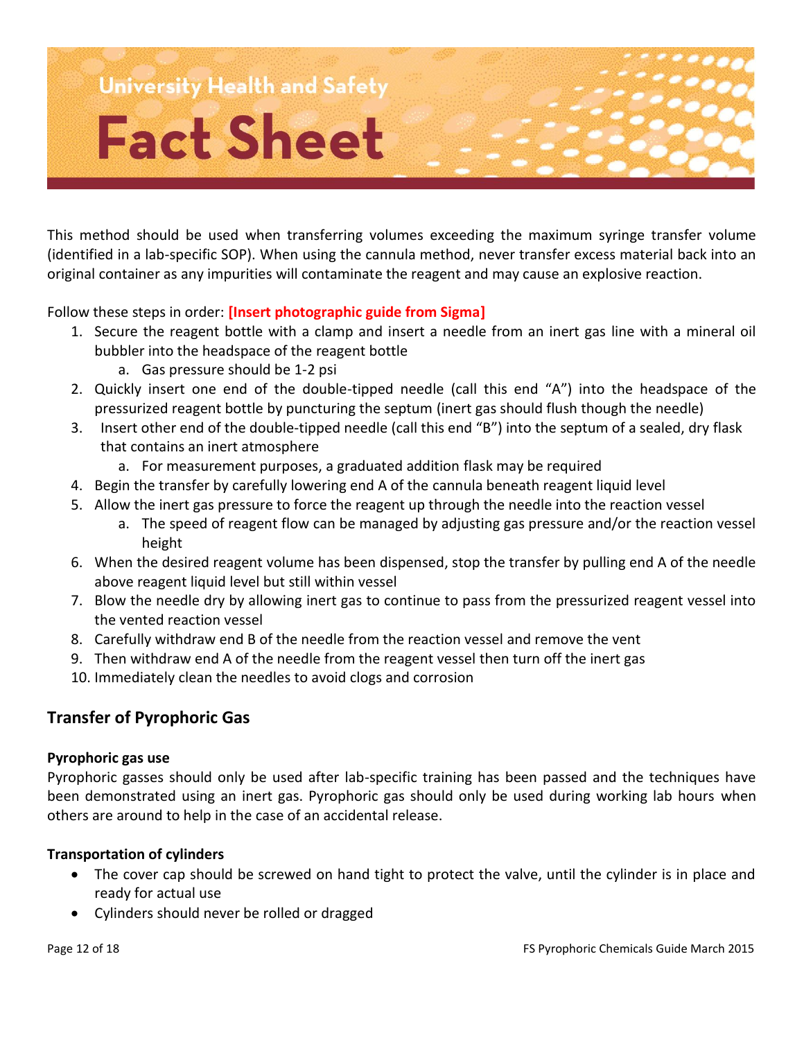This method should be used when transferring volumes exceeding the maximum syringe transfer volume (identified in a lab-specific SOP). When using the cannula method, never transfer excess material back into an original container as any impurities will contaminate the reagent and may cause an explosive reaction.

Follow these steps in order: **[Insert photographic guide from Sigma]**

1. Secure the reagent bottle with a clamp and insert a needle from an inert gas line with a mineral oil bubbler into the headspace of the reagent bottle
   a. Gas pressure should be 1-2 psi
2. Quickly insert one end of the double-tipped needle (call this end "A") into the headspace of the pressurized reagent bottle by puncturing the septum (inert gas should flush though the needle)
3. Insert other end of the double-tipped needle (call this end "B") into the septum of a sealed, dry flask that contains an inert atmosphere
   a. For measurement purposes, a graduated addition flask may be required
4. Begin the transfer by carefully lowering end A of the cannula beneath reagent liquid level
5. Allow the inert gas pressure to force the reagent up through the needle into the reaction vessel
   a. The speed of reagent flow can be managed by adjusting gas pressure and/or the reaction vessel height
6. When the desired reagent volume has been dispensed, stop the transfer by pulling end A of the needle above reagent liquid level but still within vessel
7. Blow the needle dry by allowing inert gas to continue to pass from the pressurized reagent vessel into the vented reaction vessel
8. Carefully withdraw end B of the needle from the reaction vessel and remove the vent
9. Then withdraw end A of the needle from the reagent vessel then turn off the inert gas
10. Immediately clean the needles to avoid clogs and corrosion

## Transfer of Pyrophoric Gas

**Pyrophoric gas use**

Pyrophoric gasses should only be used after lab-specific training has been passed and the techniques have been demonstrated using an inert gas. Pyrophoric gas should only be used during working lab hours when others are around to help in the case of an accidental release.

**Transportation of cylinders**

- The cover cap should be screwed on hand tight to protect the valve, until the cylinder is in place and ready for actual use
- Cylinders should never be rolled or dragged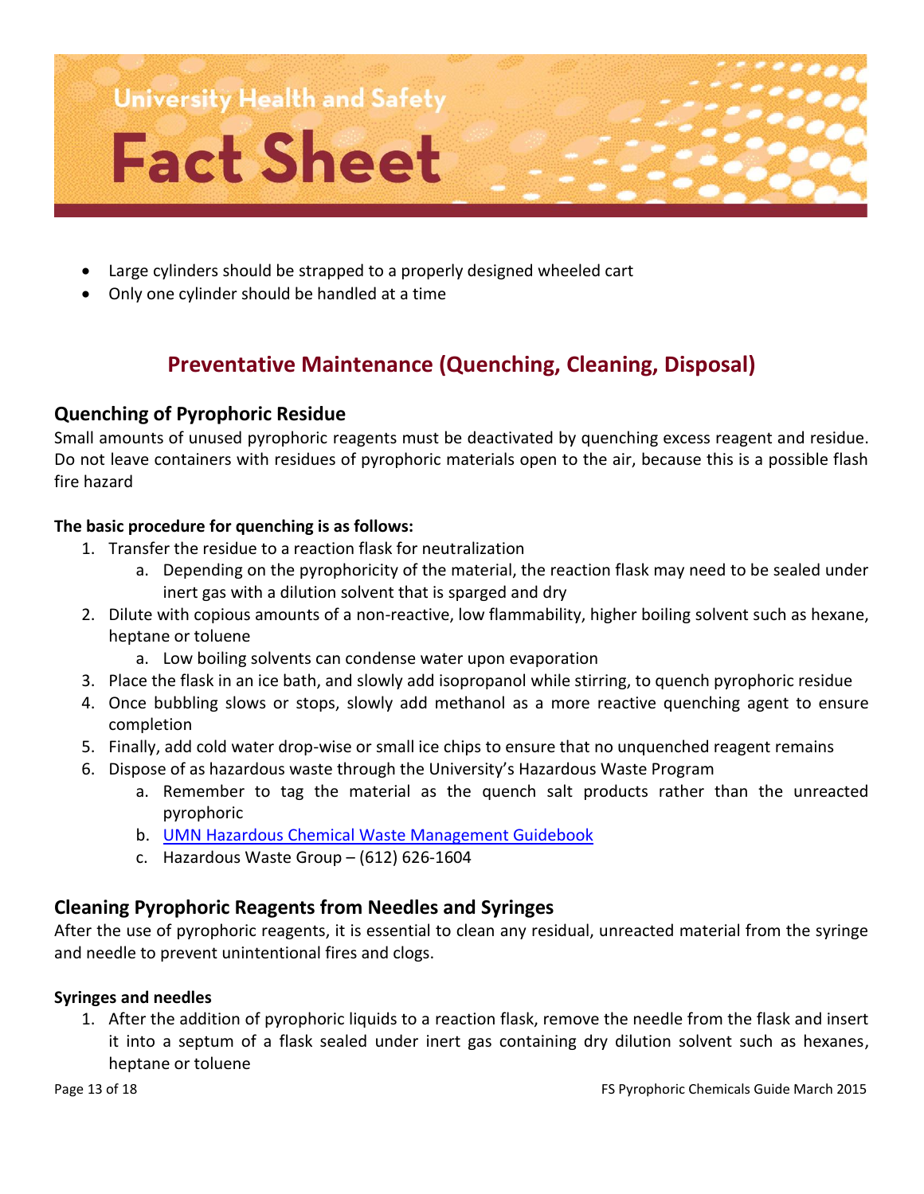- Large cylinders should be strapped to a properly designed wheeled cart
- Only one cylinder should be handled at a time

## Preventative Maintenance (Quenching, Cleaning, Disposal)

### Quenching of Pyrophoric Residue

Small amounts of unused pyrophoric reagents must be deactivated by quenching excess reagent and residue. Do not leave containers with residues of pyrophoric materials open to the air, because this is a possible flash fire hazard

**The basic procedure for quenching is as follows:**

1. Transfer the residue to a reaction flask for neutralization
   a. Depending on the pyrophoricity of the material, the reaction flask may need to be sealed under inert gas with a dilution solvent that is sparged and dry
2. Dilute with copious amounts of a non-reactive, low flammability, higher boiling solvent such as hexane, heptane or toluene
   a. Low boiling solvents can condense water upon evaporation
3. Place the flask in an ice bath, and slowly add isopropanol while stirring, to quench pyrophoric residue
4. Once bubbling slows or stops, slowly add methanol as a more reactive quenching agent to ensure completion
5. Finally, add cold water drop-wise or small ice chips to ensure that no unquenched reagent remains
6. Dispose of as hazardous waste through the University's Hazardous Waste Program
   a. Remember to tag the material as the quench salt products rather than the unreacted pyrophoric
   b. UMN Hazardous Chemical Waste Management Guidebook
   c. Hazardous Waste Group – (612) 626-1604

### Cleaning Pyrophoric Reagents from Needles and Syringes

After the use of pyrophoric reagents, it is essential to clean any residual, unreacted material from the syringe and needle to prevent unintentional fires and clogs.

**Syringes and needles**

1. After the addition of pyrophoric liquids to a reaction flask, remove the needle from the flask and insert it into a septum of a flask sealed under inert gas containing dry dilution solvent such as hexanes, heptane or toluene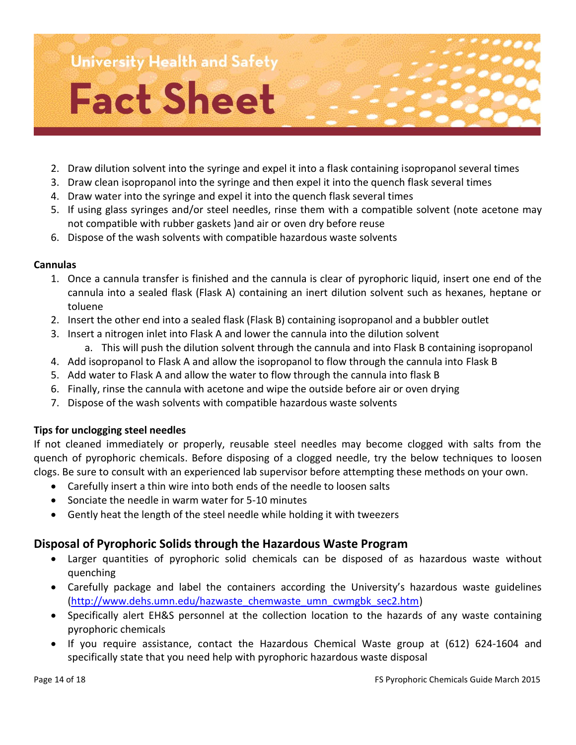2. Draw dilution solvent into the syringe and expel it into a flask containing isopropanol several times
3. Draw clean isopropanol into the syringe and then expel it into the quench flask several times
4. Draw water into the syringe and expel it into the quench flask several times
5. If using glass syringes and/or steel needles, rinse them with a compatible solvent (note acetone may not compatible with rubber gaskets )and air or oven dry before reuse
6. Dispose of the wash solvents with compatible hazardous waste solvents

**Cannulas**

1. Once a cannula transfer is finished and the cannula is clear of pyrophoric liquid, insert one end of the cannula into a sealed flask (Flask A) containing an inert dilution solvent such as hexanes, heptane or toluene
2. Insert the other end into a sealed flask (Flask B) containing isopropanol and a bubbler outlet
3. Insert a nitrogen inlet into Flask A and lower the cannula into the dilution solvent
   a. This will push the dilution solvent through the cannula and into Flask B containing isopropanol
4. Add isopropanol to Flask A and allow the isopropanol to flow through the cannula into Flask B
5. Add water to Flask A and allow the water to flow through the cannula into flask B
6. Finally, rinse the cannula with acetone and wipe the outside before air or oven drying
7. Dispose of the wash solvents with compatible hazardous waste solvents

**Tips for unclogging steel needles**

If not cleaned immediately or properly, reusable steel needles may become clogged with salts from the quench of pyrophoric chemicals. Before disposing of a clogged needle, try the below techniques to loosen clogs. Be sure to consult with an experienced lab supervisor before attempting these methods on your own.

- Carefully insert a thin wire into both ends of the needle to loosen salts
- Sonciate the needle in warm water for 5-10 minutes
- Gently heat the length of the steel needle while holding it with tweezers

## Disposal of Pyrophoric Solids through the Hazardous Waste Program

- Larger quantities of pyrophoric solid chemicals can be disposed of as hazardous waste without quenching
- Carefully package and label the containers according the University's hazardous waste guidelines (http://www.dehs.umn.edu/hazwaste_chemwaste_umn_cwmgbk_sec2.htm)
- Specifically alert EH&S personnel at the collection location to the hazards of any waste containing pyrophoric chemicals
- If you require assistance, contact the Hazardous Chemical Waste group at (612) 624-1604 and specifically state that you need help with pyrophoric hazardous waste disposal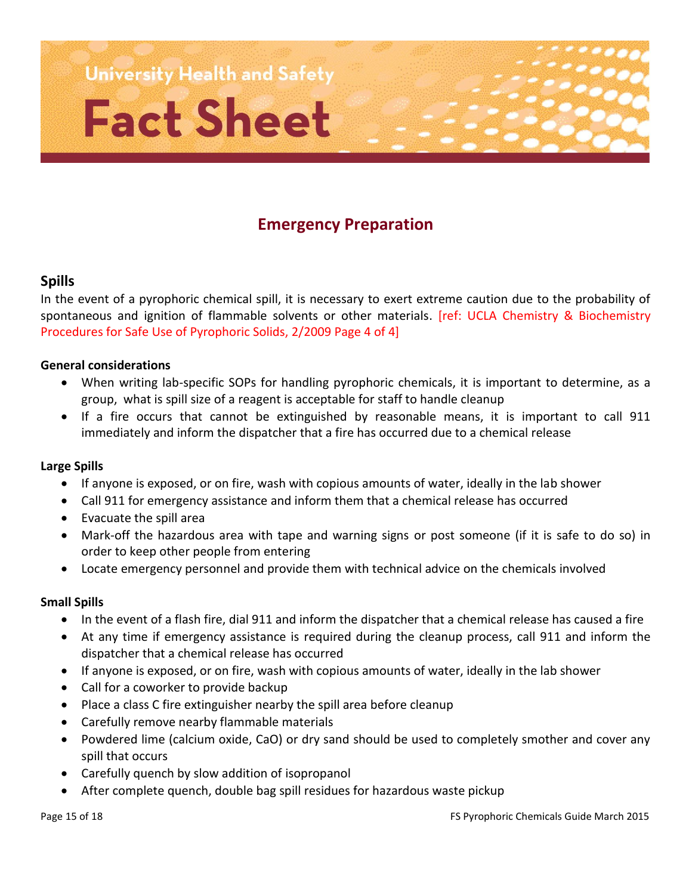University Health and Safety

# Fact Sheet

## Emergency Preparation

### Spills

In the event of a pyrophoric chemical spill, it is necessary to exert extreme caution due to the probability of spontaneous and ignition of flammable solvents or other materials. [ref: UCLA Chemistry & Biochemistry Procedures for Safe Use of Pyrophoric Solids, 2/2009 Page 4 of 4]

**General considerations**

- When writing lab-specific SOPs for handling pyrophoric chemicals, it is important to determine, as a group, what is spill size of a reagent is acceptable for staff to handle cleanup
- If a fire occurs that cannot be extinguished by reasonable means, it is important to call 911 immediately and inform the dispatcher that a fire has occurred due to a chemical release

**Large Spills**

- If anyone is exposed, or on fire, wash with copious amounts of water, ideally in the lab shower
- Call 911 for emergency assistance and inform them that a chemical release has occurred
- Evacuate the spill area
- Mark-off the hazardous area with tape and warning signs or post someone (if it is safe to do so) in order to keep other people from entering
- Locate emergency personnel and provide them with technical advice on the chemicals involved

**Small Spills**

- In the event of a flash fire, dial 911 and inform the dispatcher that a chemical release has caused a fire
- At any time if emergency assistance is required during the cleanup process, call 911 and inform the dispatcher that a chemical release has occurred
- If anyone is exposed, or on fire, wash with copious amounts of water, ideally in the lab shower
- Call for a coworker to provide backup
- Place a class C fire extinguisher nearby the spill area before cleanup
- Carefully remove nearby flammable materials
- Powdered lime (calcium oxide, $CaO$) or dry sand should be used to completely smother and cover any spill that occurs
- Carefully quench by slow addition of isopropanol
- After complete quench, double bag spill residues for hazardous waste pickup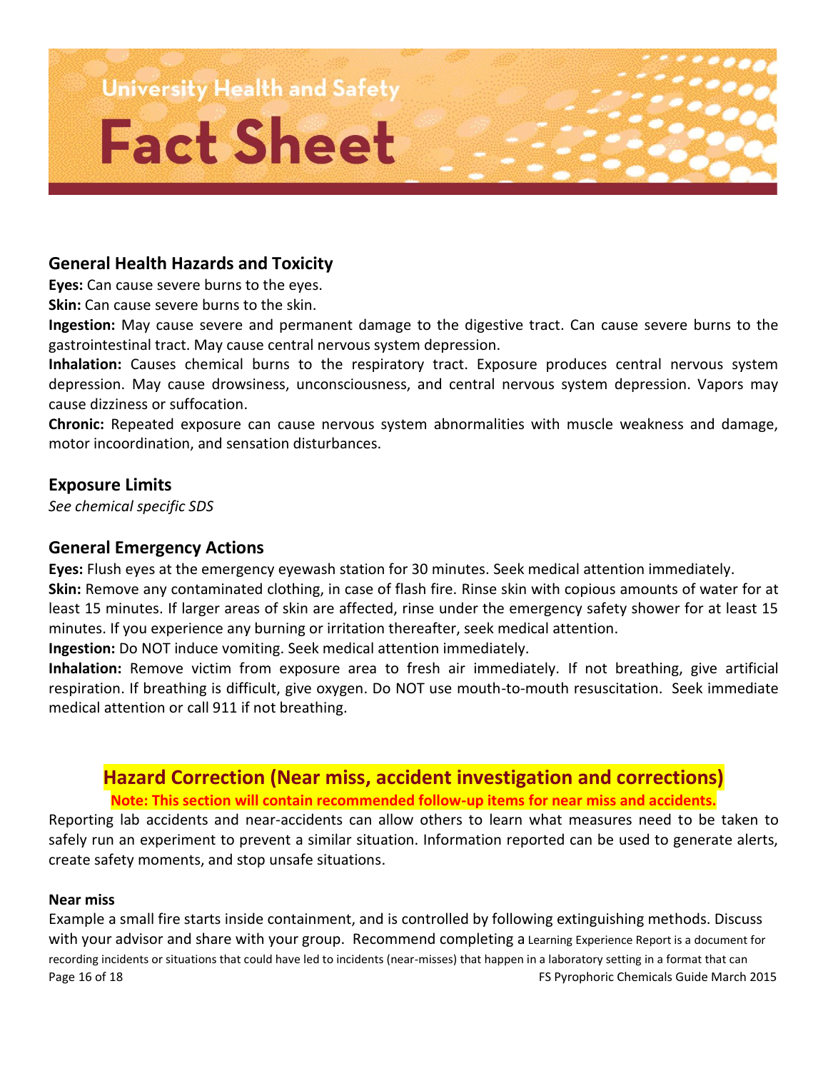University Health and Safety

# Fact Sheet

## General Health Hazards and Toxicity

**Eyes:** Can cause severe burns to the eyes.

**Skin:** Can cause severe burns to the skin.

**Ingestion:** May cause severe and permanent damage to the digestive tract. Can cause severe burns to the gastrointestinal tract. May cause central nervous system depression.

**Inhalation:** Causes chemical burns to the respiratory tract. Exposure produces central nervous system depression. May cause drowsiness, unconsciousness, and central nervous system depression. Vapors may cause dizziness or suffocation.

**Chronic:** Repeated exposure can cause nervous system abnormalities with muscle weakness and damage, motor incoordination, and sensation disturbances.

## Exposure Limits

*See chemical specific SDS*

## General Emergency Actions

**Eyes:** Flush eyes at the emergency eyewash station for 30 minutes. Seek medical attention immediately.

**Skin:** Remove any contaminated clothing, in case of flash fire. Rinse skin with copious amounts of water for at least 15 minutes. If larger areas of skin are affected, rinse under the emergency safety shower for at least 15 minutes. If you experience any burning or irritation thereafter, seek medical attention.

**Ingestion:** Do NOT induce vomiting. Seek medical attention immediately.

**Inhalation:** Remove victim from exposure area to fresh air immediately. If not breathing, give artificial respiration. If breathing is difficult, give oxygen. Do NOT use mouth-to-mouth resuscitation. Seek immediate medical attention or call 911 if not breathing.

## Hazard Correction (Near miss, accident investigation and corrections)

**Note: This section will contain recommended follow-up items for near miss and accidents.**

Reporting lab accidents and near-accidents can allow others to learn what measures need to be taken to safely run an experiment to prevent a similar situation. Information reported can be used to generate alerts, create safety moments, and stop unsafe situations.

**Near miss**

Example a small fire starts inside containment, and is controlled by following extinguishing methods. Discuss with your advisor and share with your group. Recommend completing a Learning Experience Report is a document for recording incidents or situations that could have led to incidents (near-misses) that happen in a laboratory setting in a format that can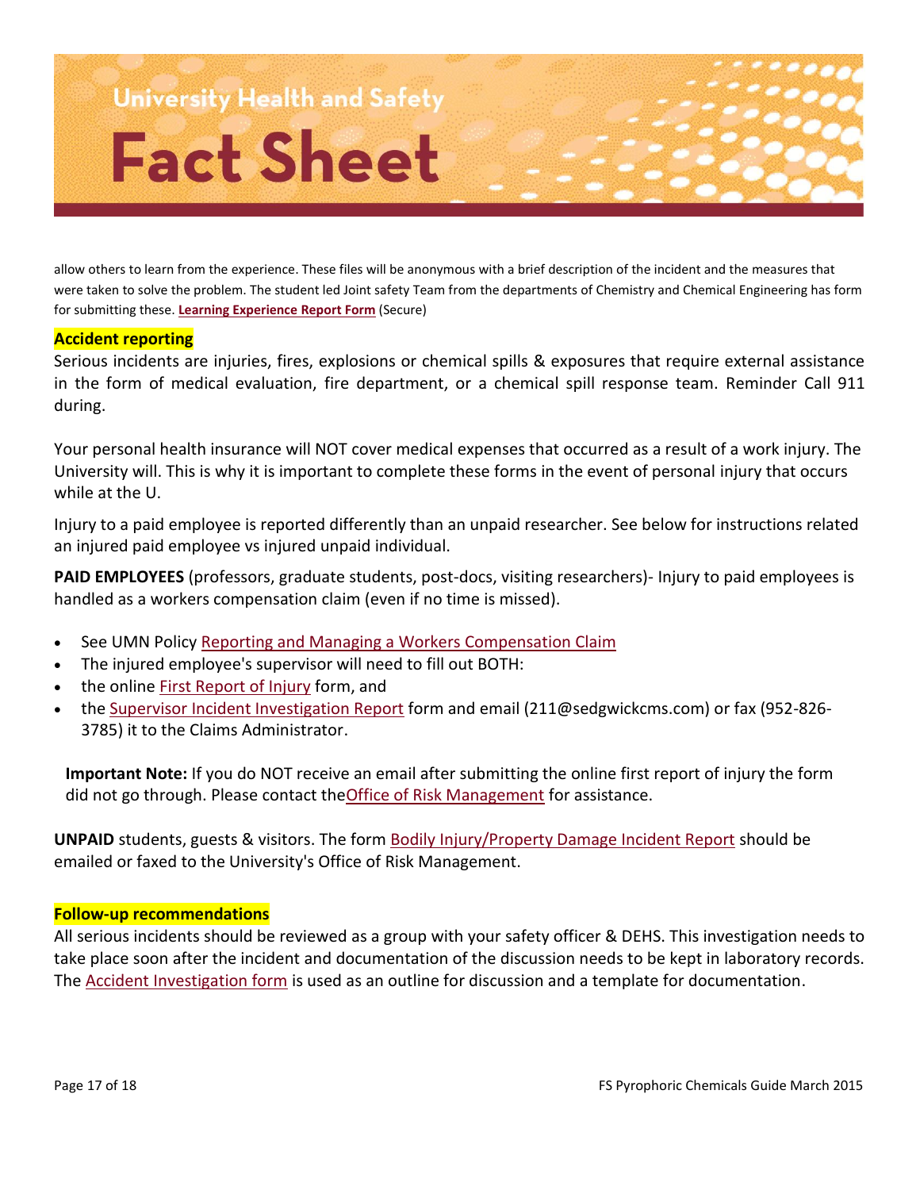allow others to learn from the experience. These files will be anonymous with a brief description of the incident and the measures that were taken to solve the problem. The student led Joint safety Team from the departments of Chemistry and Chemical Engineering has form for submitting these. **Learning Experience Report Form** (Secure)

**Accident reporting**

Serious incidents are injuries, fires, explosions or chemical spills & exposures that require external assistance in the form of medical evaluation, fire department, or a chemical spill response team. Reminder Call 911 during.

Your personal health insurance will NOT cover medical expenses that occurred as a result of a work injury. The University will. This is why it is important to complete these forms in the event of personal injury that occurs while at the U.

Injury to a paid employee is reported differently than an unpaid researcher. See below for instructions related an injured paid employee vs injured unpaid individual.

**PAID EMPLOYEES** (professors, graduate students, post-docs, visiting researchers)- Injury to paid employees is handled as a workers compensation claim (even if no time is missed).

- See UMN Policy Reporting and Managing a Workers Compensation Claim
- The injured employee's supervisor will need to fill out BOTH:
- the online First Report of Injury form, and
- the Supervisor Incident Investigation Report form and email (211@sedgwickcms.com) or fax (952-826-3785) it to the Claims Administrator.

**Important Note:** If you do NOT receive an email after submitting the online first report of injury the form did not go through. Please contact theOffice of Risk Management for assistance.

**UNPAID** students, guests & visitors. The form Bodily Injury/Property Damage Incident Report should be emailed or faxed to the University's Office of Risk Management.

**Follow-up recommendations**

All serious incidents should be reviewed as a group with your safety officer & DEHS. This investigation needs to take place soon after the incident and documentation of the discussion needs to be kept in laboratory records. The Accident Investigation form is used as an outline for discussion and a template for documentation.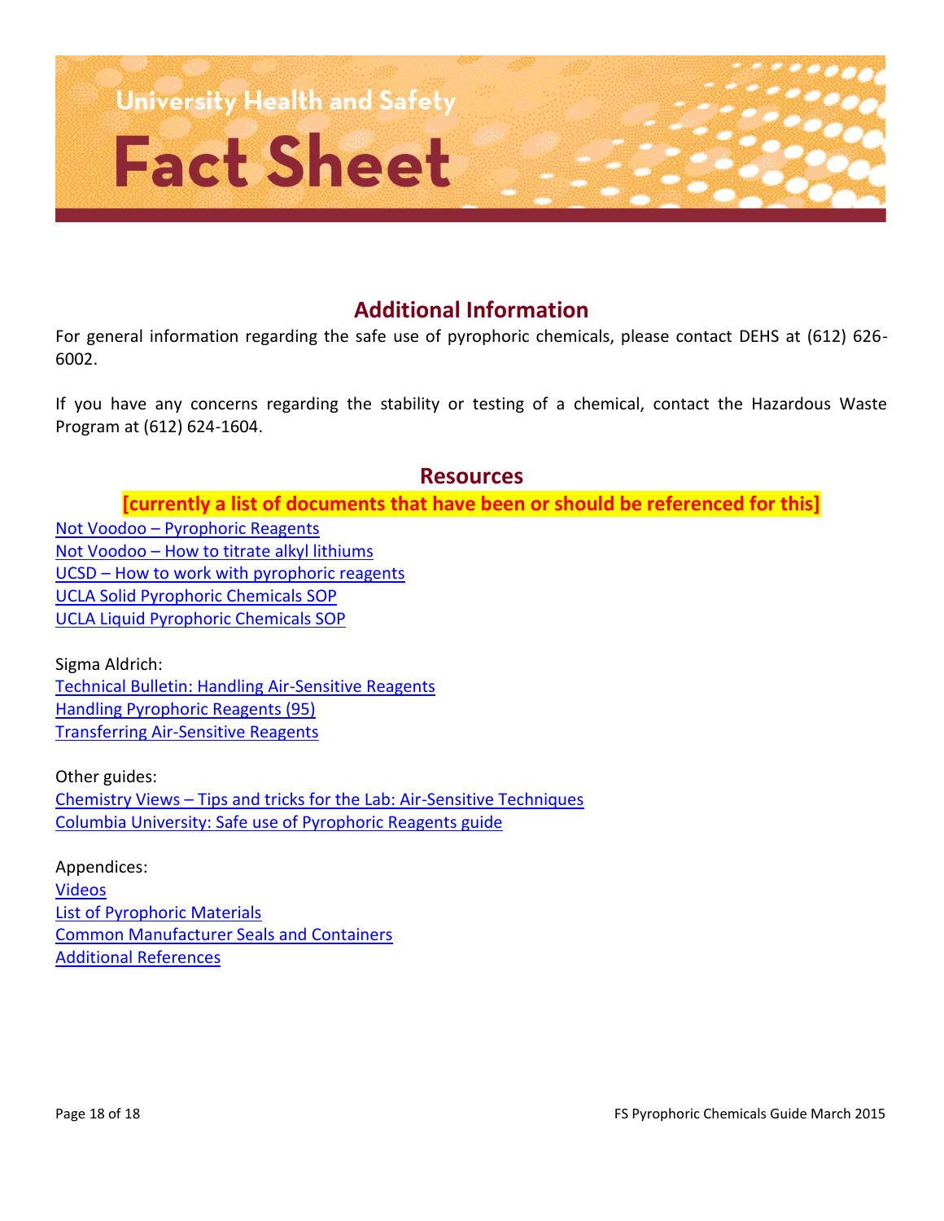## Additional Information

For general information regarding the safe use of pyrophoric chemicals, please contact DEHS at (612) 626-6002.

If you have any concerns regarding the stability or testing of a chemical, contact the Hazardous Waste Program at (612) 624-1604.

## Resources

**[currently a list of documents that have been or should be referenced for this]**

Not Voodoo – Pyrophoric Reagents
Not Voodoo – How to titrate alkyl lithiums
UCSD – How to work with pyrophoric reagents
UCLA Solid Pyrophoric Chemicals SOP
UCLA Liquid Pyrophoric Chemicals SOP

Sigma Aldrich:
Technical Bulletin: Handling Air-Sensitive Reagents
Handling Pyrophoric Reagents (95)
Transferring Air-Sensitive Reagents

Other guides:
Chemistry Views – Tips and tricks for the Lab: Air-Sensitive Techniques
Columbia University: Safe use of Pyrophoric Reagents guide

Appendices:
Videos
List of Pyrophoric Materials
Common Manufacturer Seals and Containers
Additional References